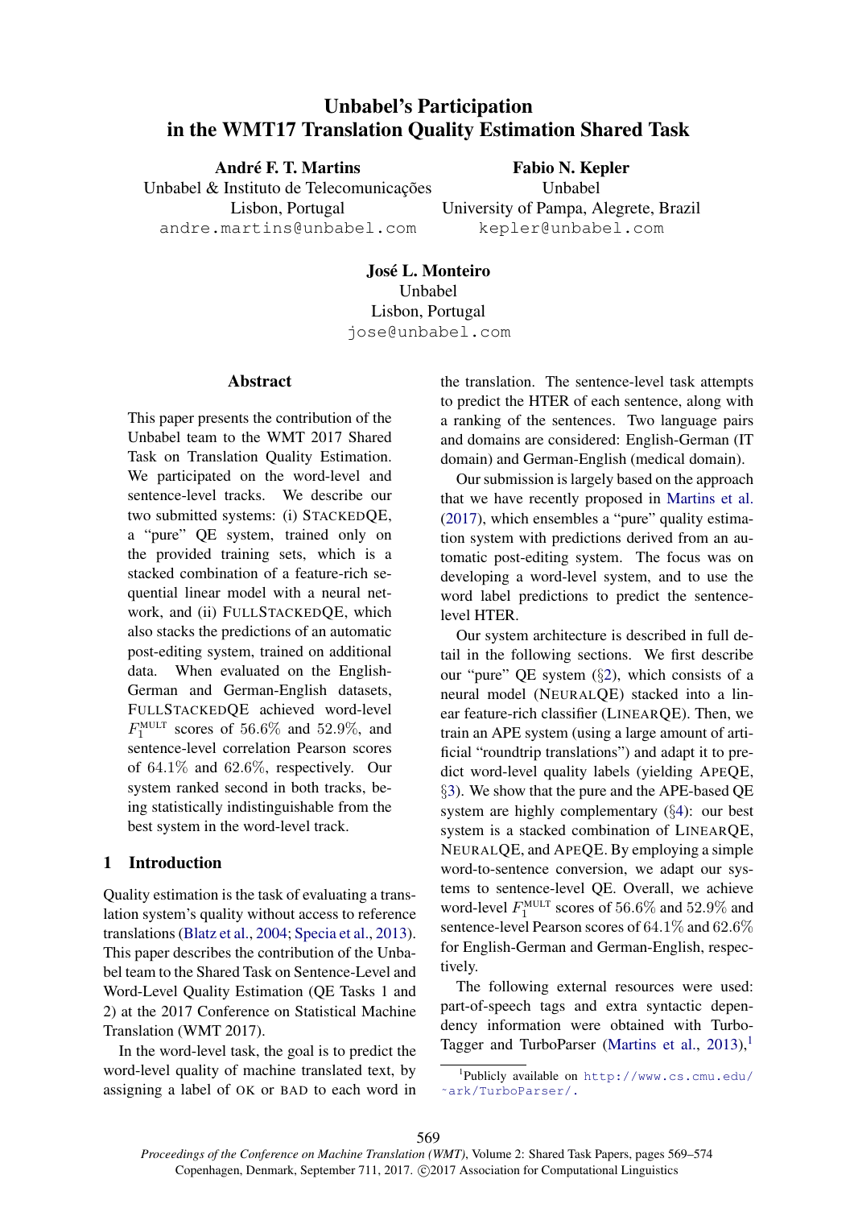# Unbabel's Participation in the WMT17 Translation Quality Estimation Shared Task

**André F. T. Martins**
Unbabel & Instituto de Telecomunicações
Lisbon, Portugal
andre.martins@unbabel.com

**Fabio N. Kepler**
Unbabel
University of Pampa, Alegrete, Brazil
kepler@unbabel.com

**José L. Monteiro**
Unbabel
Lisbon, Portugal
jose@unbabel.com

## Abstract

This paper presents the contribution of the Unbabel team to the WMT 2017 Shared Task on Translation Quality Estimation. We participated on the word-level and sentence-level tracks. We describe our two submitted systems: (i) STACKEDQE, a "pure" QE system, trained only on the provided training sets, which is a stacked combination of a feature-rich sequential linear model with a neural network, and (ii) FULLSTACKEDQE, which also stacks the predictions of an automatic post-editing system, trained on additional data. When evaluated on the English-German and German-English datasets, FULLSTACKEDQE achieved word-level $F_1^{\text{MULT}}$ scores of $56.6\%$ and $52.9\%$, and sentence-level correlation Pearson scores of $64.1\%$ and $62.6\%$, respectively. Our system ranked second in both tracks, being statistically indistinguishable from the best system in the word-level track.

## 1 Introduction

Quality estimation is the task of evaluating a translation system's quality without access to reference translations (Blatz et al., 2004; Specia et al., 2013). This paper describes the contribution of the Unbabel team to the Shared Task on Sentence-Level and Word-Level Quality Estimation (QE Tasks 1 and 2) at the 2017 Conference on Statistical Machine Translation (WMT 2017).

In the word-level task, the goal is to predict the word-level quality of machine translated text, by assigning a label of OK or BAD to each word in the translation. The sentence-level task attempts to predict the HTER of each sentence, along with a ranking of the sentences. Two language pairs and domains are considered: English-German (IT domain) and German-English (medical domain).

Our submission is largely based on the approach that we have recently proposed in Martins et al. (2017), which ensembles a "pure" quality estimation system with predictions derived from an automatic post-editing system. The focus was on developing a word-level system, and to use the word label predictions to predict the sentence-level HTER.

Our system architecture is described in full detail in the following sections. We first describe our "pure" QE system (§2), which consists of a neural model (NEURALQE) stacked into a linear feature-rich classifier (LINEARQE). Then, we train an APE system (using a large amount of artificial "roundtrip translations") and adapt it to predict word-level quality labels (yielding APEQE, §3). We show that the pure and the APE-based QE system are highly complementary (§4): our best system is a stacked combination of LINEARQE, NEURALQE, and APEQE. By employing a simple word-to-sentence conversion, we adapt our systems to sentence-level QE. Overall, we achieve word-level $F_1^{\text{MULT}}$ scores of $56.6\%$ and $52.9\%$ and sentence-level Pearson scores of $64.1\%$ and $62.6\%$ for English-German and German-English, respectively.

The following external resources were used: part-of-speech tags and extra syntactic dependency information were obtained with TurboTagger and TurboParser (Martins et al., 2013),[1]

[1] Publicly available on http://www.cs.cmu.edu/~ark/TurboParser/.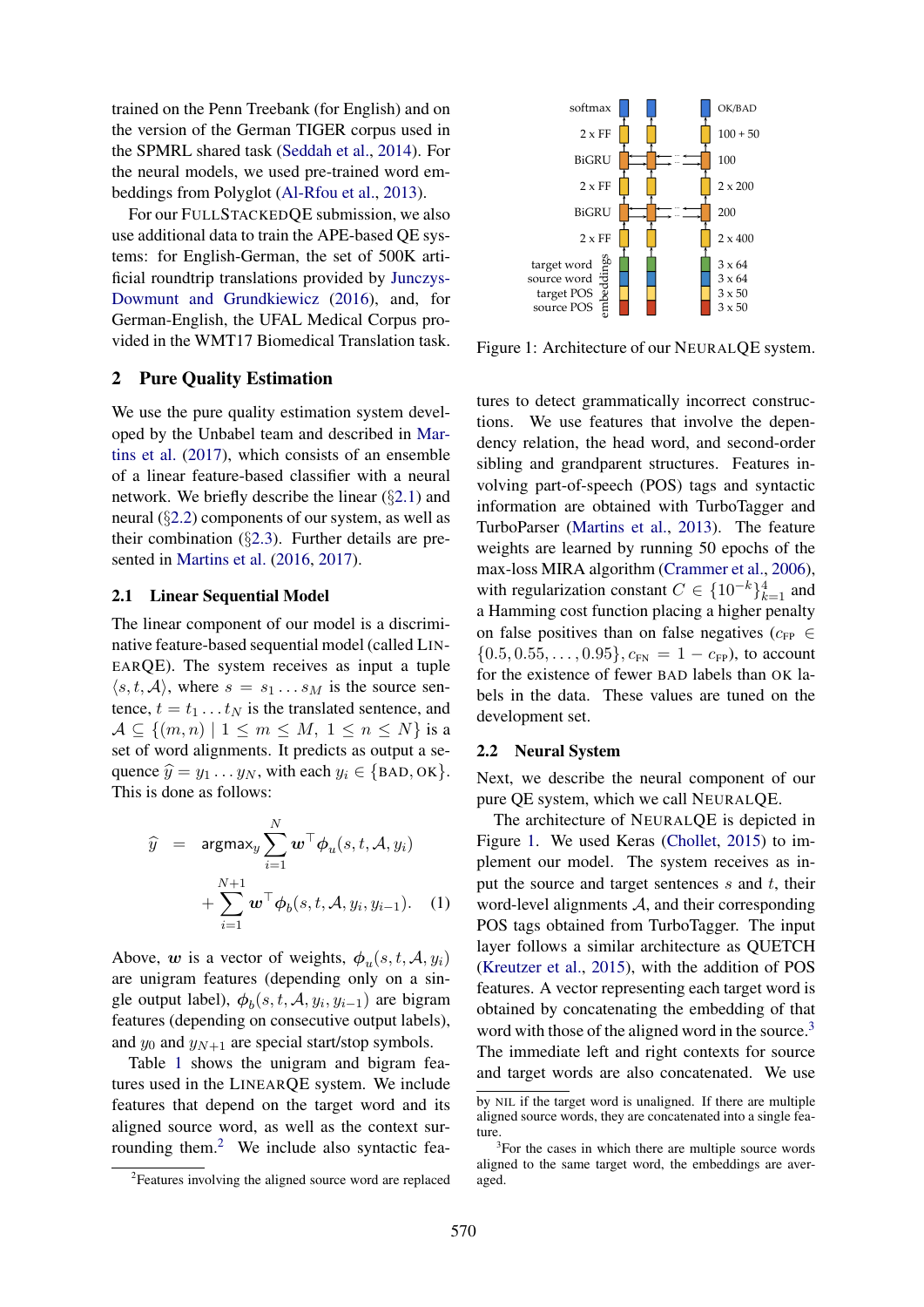trained on the Penn Treebank (for English) and on the version of the German TIGER corpus used in the SPMRL shared task (Seddah et al., 2014). For the neural models, we used pre-trained word embeddings from Polyglot (Al-Rfou et al., 2013).

For our FULLSTACKEDQE submission, we also use additional data to train the APE-based QE systems: for English-German, the set of 500K artificial roundtrip translations provided by Junczys-Dowmunt and Grundkiewicz (2016), and, for German-English, the UFAL Medical Corpus provided in the WMT17 Biomedical Translation task.

## 2 Pure Quality Estimation

We use the pure quality estimation system developed by the Unbabel team and described in Martins et al. (2017), which consists of an ensemble of a linear feature-based classifier with a neural network. We briefly describe the linear (§2.1) and neural (§2.2) components of our system, as well as their combination (§2.3). Further details are presented in Martins et al. (2016, 2017).

### 2.1 Linear Sequential Model

The linear component of our model is a discriminative feature-based sequential model (called LINEARQE). The system receives as input a tuple $\langle s, t, \mathcal{A} \rangle$, where $s = s_1 \ldots s_M$ is the source sentence, $t = t_1 \ldots t_N$ is the translated sentence, and $\mathcal{A} \subseteq \{(m, n) \mid 1 \leq m \leq M,\ 1 \leq n \leq N\}$ is a set of word alignments. It predicts as output a sequence $\widehat{y} = y_1 \ldots y_N$, with each $y_i \in \{\text{BAD}, \text{OK}\}$. This is done as follows:

$$\widehat{y} = \text{argmax}_y \sum_{i=1}^{N} \boldsymbol{w}^\top \boldsymbol{\phi}_u(s, t, \mathcal{A}, y_i) + \sum_{i=1}^{N+1} \boldsymbol{w}^\top \boldsymbol{\phi}_b(s, t, \mathcal{A}, y_i, y_{i-1}). \quad (1)$$

Above, $\boldsymbol{w}$ is a vector of weights, $\boldsymbol{\phi}_u(s, t, \mathcal{A}, y_i)$ are unigram features (depending only on a single output label), $\boldsymbol{\phi}_b(s, t, \mathcal{A}, y_i, y_{i-1})$ are bigram features (depending on consecutive output labels), and $y_0$ and $y_{N+1}$ are special start/stop symbols.

Table 1 shows the unigram and bigram features used in the LINEARQE system. We include features that depend on the target word and its aligned source word, as well as the context surrounding them.[2] We include also syntactic features to detect grammatically incorrect constructions. We use features that involve the dependency relation, the head word, and second-order sibling and grandparent structures. Features involving part-of-speech (POS) tags and syntactic information are obtained with TurboTagger and TurboParser (Martins et al., 2013). The feature weights are learned by running 50 epochs of the max-loss MIRA algorithm (Crammer et al., 2006), with regularization constant $C \in \{10^{-k}\}_{k=1}^{4}$ and a Hamming cost function placing a higher penalty on false positives than on false negatives ($c_{\text{FP}} \in \{0.5, 0.55, \ldots, 0.95\}$, $c_{\text{FN}} = 1 - c_{\text{FP}}$), to account for the existence of fewer BAD labels than OK labels in the data. These values are tuned on the development set.

### 2.2 Neural System

Next, we describe the neural component of our pure QE system, which we call NEURALQE.

Figure 1: Architecture of our NEURALQE system.

The architecture of NEURALQE is depicted in Figure 1. We used Keras (Chollet, 2015) to implement our model. The system receives as input the source and target sentences $s$ and $t$, their word-level alignments $\mathcal{A}$, and their corresponding POS tags obtained from TurboTagger. The input layer follows a similar architecture as QUETCH (Kreutzer et al., 2015), with the addition of POS features. A vector representing each target word is obtained by concatenating the embedding of that word with those of the aligned word in the source.[3] The immediate left and right contexts for source and target words are also concatenated. We use

[2] Features involving the aligned source word are replaced by NIL if the target word is unaligned. If there are multiple aligned source words, they are concatenated into a single feature.

[3] For the cases in which there are multiple source words aligned to the same target word, the embeddings are averaged.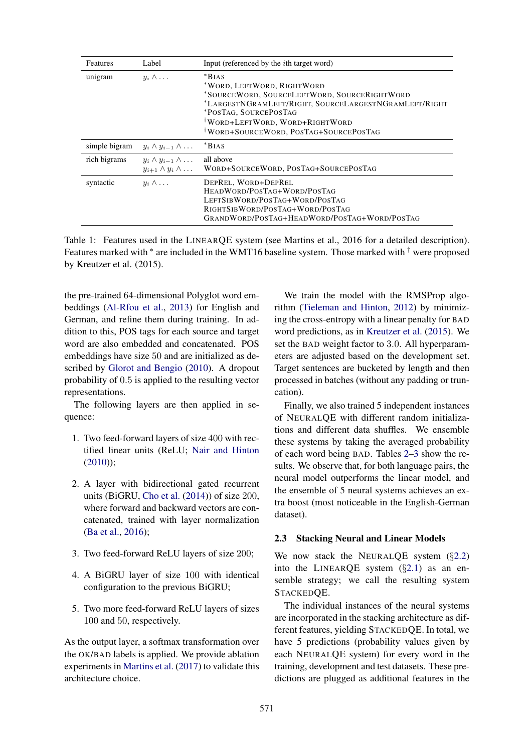| Features | Label | Input (referenced by the $i$th target word) |
|---|---|---|
| unigram | $y_i \wedge \ldots$ | *BIAS<br>*WORD, LEFTWORD, RIGHTWORD<br>*SOURCEWORD, SOURCELEFTWORD, SOURCERIGHTWORD<br>*LARGESTNGRAMLEFT/RIGHT, SOURCELARGESTNGRAMLEFT/RIGHT<br>*POSTAG, SOURCEPOSTAG<br>†WORD+LEFTWORD, WORD+RIGHTWORD<br>†WORD+SOURCEWORD, POSTAG+SOURCEPOSTAG |
| simple bigram | $y_i \wedge y_{i-1} \wedge \ldots$ | *BIAS |
| rich bigrams | $y_i \wedge y_{i-1} \wedge \ldots$<br>$y_{i+1} \wedge y_i \wedge \ldots$ | all above<br>WORD+SOURCEWORD, POSTAG+SOURCEPOSTAG |
| syntactic | $y_i \wedge \ldots$ | DEPREL, WORD+DEPREL<br>HEADWORD/POSTAG+WORD/POSTAG<br>LEFTSIBWORD/POSTAG+WORD/POSTAG<br>RIGHTSIBWORD/POSTAG+WORD/POSTAG<br>GRANDWORD/POSTAG+HEADWORD/POSTAG+WORD/POSTAG |

Table 1: Features used in the LINEARQE system (see Martins et al., 2016 for a detailed description). Features marked with * are included in the WMT16 baseline system. Those marked with † were proposed by Kreutzer et al. (2015).

the pre-trained 64-dimensional Polyglot word embeddings (Al-Rfou et al., 2013) for English and German, and refine them during training. In addition to this, POS tags for each source and target word are also embedded and concatenated. POS embeddings have size 50 and are initialized as described by Glorot and Bengio (2010). A dropout probability of 0.5 is applied to the resulting vector representations.

The following layers are then applied in sequence:

1. Two feed-forward layers of size 400 with rectified linear units (ReLU; Nair and Hinton (2010));
2. A layer with bidirectional gated recurrent units (BiGRU, Cho et al. (2014)) of size 200, where forward and backward vectors are concatenated, trained with layer normalization (Ba et al., 2016);
3. Two feed-forward ReLU layers of size 200;
4. A BiGRU layer of size 100 with identical configuration to the previous BiGRU;
5. Two more feed-forward ReLU layers of sizes 100 and 50, respectively.

As the output layer, a softmax transformation over the OK/BAD labels is applied. We provide ablation experiments in Martins et al. (2017) to validate this architecture choice.

We train the model with the RMSProp algorithm (Tieleman and Hinton, 2012) by minimizing the cross-entropy with a linear penalty for BAD word predictions, as in Kreutzer et al. (2015). We set the BAD weight factor to 3.0. All hyperparameters are adjusted based on the development set. Target sentences are bucketed by length and then processed in batches (without any padding or truncation).

Finally, we also trained 5 independent instances of NEURALQE with different random initializations and different data shuffles. We ensemble these systems by taking the averaged probability of each word being BAD. Tables 2–3 show the results. We observe that, for both language pairs, the neural model outperforms the linear model, and the ensemble of 5 neural systems achieves an extra boost (most noticeable in the English-German dataset).

### 2.3 Stacking Neural and Linear Models

We now stack the NEURALQE system (§2.2) into the LINEARQE system (§2.1) as an ensemble strategy; we call the resulting system STACKEDQE.

The individual instances of the neural systems are incorporated in the stacking architecture as different features, yielding STACKEDQE. In total, we have 5 predictions (probability values given by each NEURALQE system) for every word in the training, development and test datasets. These predictions are plugged as additional features in the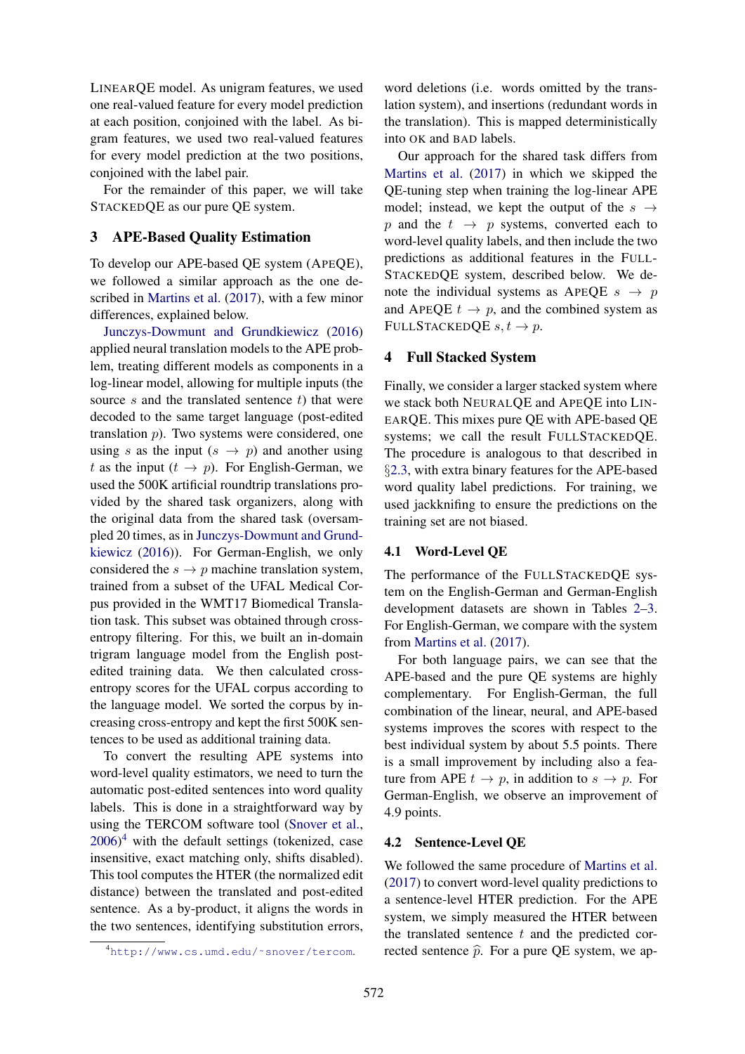LINEARQE model. As unigram features, we used one real-valued feature for every model prediction at each position, conjoined with the label. As bigram features, we used two real-valued features for every model prediction at the two positions, conjoined with the label pair.

For the remainder of this paper, we will take STACKEDQE as our pure QE system.

## 3 APE-Based Quality Estimation

To develop our APE-based QE system (APEQE), we followed a similar approach as the one described in Martins et al. (2017), with a few minor differences, explained below.

Junczys-Dowmunt and Grundkiewicz (2016) applied neural translation models to the APE problem, treating different models as components in a log-linear model, allowing for multiple inputs (the source $s$ and the translated sentence $t$) that were decoded to the same target language (post-edited translation $p$). Two systems were considered, one using $s$ as the input ($s \rightarrow p$) and another using $t$ as the input ($t \rightarrow p$). For English-German, we used the 500K artificial roundtrip translations provided by the shared task organizers, along with the original data from the shared task (oversampled 20 times, as in Junczys-Dowmunt and Grundkiewicz (2016)). For German-English, we only considered the $s \rightarrow p$ machine translation system, trained from a subset of the UFAL Medical Corpus provided in the WMT17 Biomedical Translation task. This subset was obtained through cross-entropy filtering. For this, we built an in-domain trigram language model from the English post-edited training data. We then calculated cross-entropy scores for the UFAL corpus according to the language model. We sorted the corpus by increasing cross-entropy and kept the first 500K sentences to be used as additional training data.

To convert the resulting APE systems into word-level quality estimators, we need to turn the automatic post-edited sentences into word quality labels. This is done in a straightforward way by using the TERCOM software tool (Snover et al., 2006)[4] with the default settings (tokenized, case insensitive, exact matching only, shifts disabled). This tool computes the HTER (the normalized edit distance) between the translated and post-edited sentence. As a by-product, it aligns the words in the two sentences, identifying substitution errors, word deletions (i.e. words omitted by the translation system), and insertions (redundant words in the translation). This is mapped deterministically into OK and BAD labels.

Our approach for the shared task differs from Martins et al. (2017) in which we skipped the QE-tuning step when training the log-linear APE model; instead, we kept the output of the $s \rightarrow p$ and the $t \rightarrow p$ systems, converted each to word-level quality labels, and then include the two predictions as additional features in the FULLSTACKEDQE system, described below. We denote the individual systems as APEQE $s \rightarrow p$ and APEQE $t \rightarrow p$, and the combined system as FULLSTACKEDQE $s, t \rightarrow p$.

[4] http://www.cs.umd.edu/~snover/tercom.

## 4 Full Stacked System

Finally, we consider a larger stacked system where we stack both NEURALQE and APEQE into LINEARQE. This mixes pure QE with APE-based QE systems; we call the result FULLSTACKEDQE. The procedure is analogous to that described in §2.3, with extra binary features for the APE-based word quality label predictions. For training, we used jackknifing to ensure the predictions on the training set are not biased.

### 4.1 Word-Level QE

The performance of the FULLSTACKEDQE system on the English-German and German-English development datasets are shown in Tables 2–3. For English-German, we compare with the system from Martins et al. (2017).

For both language pairs, we can see that the APE-based and the pure QE systems are highly complementary. For English-German, the full combination of the linear, neural, and APE-based systems improves the scores with respect to the best individual system by about 5.5 points. There is a small improvement by including also a feature from APE $t \rightarrow p$, in addition to $s \rightarrow p$. For German-English, we observe an improvement of 4.9 points.

### 4.2 Sentence-Level QE

We followed the same procedure of Martins et al. (2017) to convert word-level quality predictions to a sentence-level HTER prediction. For the APE system, we simply measured the HTER between the translated sentence $t$ and the predicted corrected sentence $\widehat{p}$. For a pure QE system, we ap-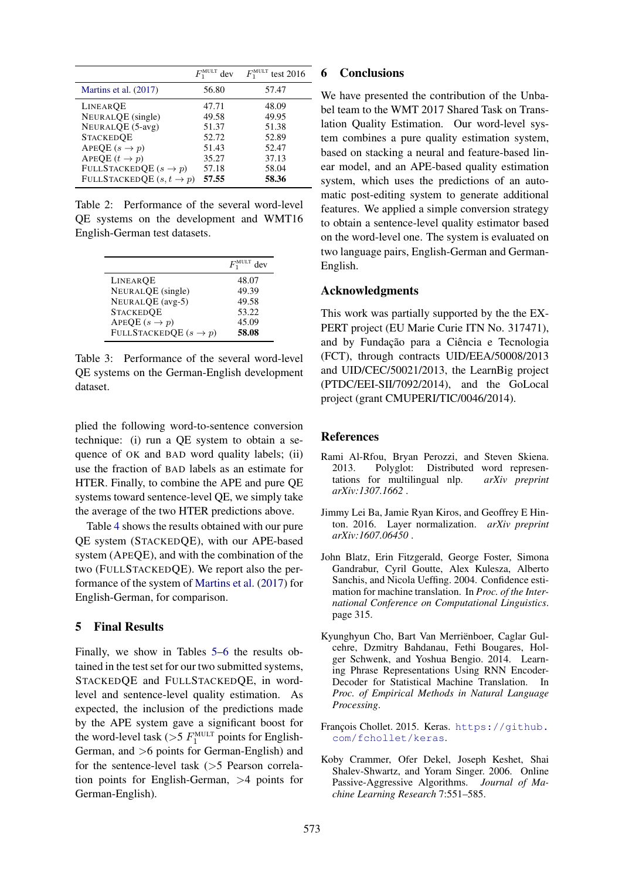| | $F_1^{\text{MULT}}$ dev | $F_1^{\text{MULT}}$ test 2016 |
|---|---|---|
| Martins et al. (2017) | 56.80 | 57.47 |
| LINEARQE | 47.71 | 48.09 |
| NEURALQE (single) | 49.58 | 49.95 |
| NEURALQE (5-avg) | 51.37 | 51.38 |
| STACKEDQE | 52.72 | 52.89 |
| APEQE ($s \rightarrow p$) | 51.43 | 52.47 |
| APEQE ($t \rightarrow p$) | 35.27 | 37.13 |
| FULLSTACKEDQE ($s \rightarrow p$) | 57.18 | 58.04 |
| FULLSTACKEDQE ($s, t \rightarrow p$) | **57.55** | **58.36** |

Table 2: Performance of the several word-level QE systems on the development and WMT16 English-German test datasets.

| | $F_1^{\text{MULT}}$ dev |
|---|---|
| LINEARQE | 48.07 |
| NEURALQE (single) | 49.39 |
| NEURALQE (avg-5) | 49.58 |
| STACKEDQE | 53.22 |
| APEQE ($s \rightarrow p$) | 45.09 |
| FULLSTACKEDQE ($s \rightarrow p$) | **58.08** |

Table 3: Performance of the several word-level QE systems on the German-English development dataset.

plied the following word-to-sentence conversion technique: (i) run a QE system to obtain a sequence of OK and BAD word quality labels; (ii) use the fraction of BAD labels as an estimate for HTER. Finally, to combine the APE and pure QE systems toward sentence-level QE, we simply take the average of the two HTER predictions above.

Table 4 shows the results obtained with our pure QE system (STACKEDQE), with our APE-based system (APEQE), and with the combination of the two (FULLSTACKEDQE). We report also the performance of the system of Martins et al. (2017) for English-German, for comparison.

## 5 Final Results

Finally, we show in Tables 5–6 the results obtained in the test set for our two submitted systems, STACKEDQE and FULLSTACKEDQE, in word-level and sentence-level quality estimation. As expected, the inclusion of the predictions made by the APE system gave a significant boost for the word-level task (>5 $F_1^{\text{MULT}}$ points for English-German, and >6 points for German-English) and for the sentence-level task (>5 Pearson correlation points for English-German, >4 points for German-English).

## 6 Conclusions

We have presented the contribution of the Unbabel team to the WMT 2017 Shared Task on Translation Quality Estimation. Our word-level system combines a pure quality estimation system, based on stacking a neural and feature-based linear model, and an APE-based quality estimation system, which uses the predictions of an automatic post-editing system to generate additional features. We applied a simple conversion strategy to obtain a sentence-level quality estimator based on the word-level one. The system is evaluated on two language pairs, English-German and German-English.

## Acknowledgments

This work was partially supported by the the EXPERT project (EU Marie Curie ITN No. 317471), and by Fundação para a Ciência e Tecnologia (FCT), through contracts UID/EEA/50008/2013 and UID/CEC/50021/2013, the LearnBig project (PTDC/EEI-SII/7092/2014), and the GoLocal project (grant CMUPERI/TIC/0046/2014).

## References

Rami Al-Rfou, Bryan Perozzi, and Steven Skiena. 2013. Polyglot: Distributed word representations for multilingual nlp. *arXiv preprint arXiv:1307.1662*.

Jimmy Lei Ba, Jamie Ryan Kiros, and Geoffrey E Hinton. 2016. Layer normalization. *arXiv preprint arXiv:1607.06450*.

John Blatz, Erin Fitzgerald, George Foster, Simona Gandrabur, Cyril Goutte, Alex Kulesza, Alberto Sanchis, and Nicola Ueffing. 2004. Confidence estimation for machine translation. In *Proc. of the International Conference on Computational Linguistics*. page 315.

Kyunghyun Cho, Bart Van Merriënboer, Caglar Gulcehre, Dzmitry Bahdanau, Fethi Bougares, Holger Schwenk, and Yoshua Bengio. 2014. Learning Phrase Representations Using RNN Encoder-Decoder for Statistical Machine Translation. In *Proc. of Empirical Methods in Natural Language Processing*.

François Chollet. 2015. Keras. https://github.com/fchollet/keras.

Koby Crammer, Ofer Dekel, Joseph Keshet, Shai Shalev-Shwartz, and Yoram Singer. 2006. Online Passive-Aggressive Algorithms. *Journal of Machine Learning Research* 7:551–585.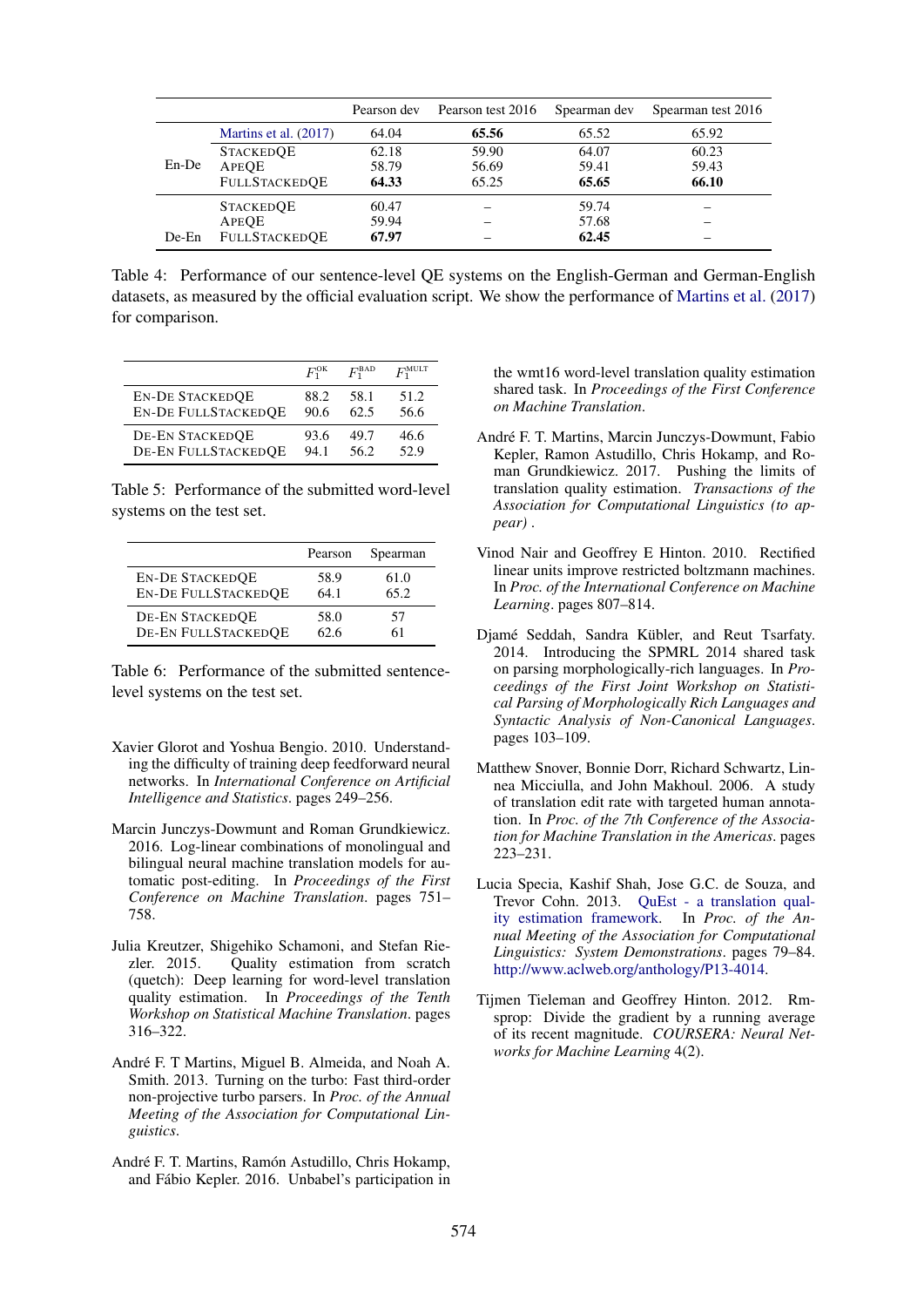| | | Pearson dev | Pearson test 2016 | Spearman dev | Spearman test 2016 |
|---|---|---|---|---|---|
| En-De | Martins et al. (2017) | 64.04 | **65.56** | 65.52 | 65.92 |
| | StackedQE | 62.18 | 59.90 | 64.07 | 60.23 |
| | ApeQE | 58.79 | 56.69 | 59.41 | 59.43 |
| | FullStackedQE | **64.33** | 65.25 | **65.65** | **66.10** |
| De-En | StackedQE | 60.47 | – | 59.74 | – |
| | ApeQE | 59.94 | – | 57.68 | – |
| | FullStackedQE | **67.97** | – | **62.45** | – |

Table 4: Performance of our sentence-level QE systems on the English-German and German-English datasets, as measured by the official evaluation script. We show the performance of Martins et al. (2017) for comparison.

| | $F_1^{\text{OK}}$ | $F_1^{\text{BAD}}$ | $F_1^{\text{MULT}}$ |
|---|---|---|---|
| En-De StackedQE | 88.2 | 58.1 | 51.2 |
| En-De FullStackedQE | 90.6 | 62.5 | 56.6 |
| De-En StackedQE | 93.6 | 49.7 | 46.6 |
| De-En FullStackedQE | 94.1 | 56.2 | 52.9 |

Table 5: Performance of the submitted word-level systems on the test set.

| | Pearson | Spearman |
|---|---|---|
| En-De StackedQE | 58.9 | 61.0 |
| En-De FullStackedQE | 64.1 | 65.2 |
| De-En StackedQE | 58.0 | 57 |
| De-En FullStackedQE | 62.6 | 61 |

Table 6: Performance of the submitted sentence-level systems on the test set.

Xavier Glorot and Yoshua Bengio. 2010. Understanding the difficulty of training deep feedforward neural networks. In *International Conference on Artificial Intelligence and Statistics*. pages 249–256.

Marcin Junczys-Dowmunt and Roman Grundkiewicz. 2016. Log-linear combinations of monolingual and bilingual neural machine translation models for automatic post-editing. In *Proceedings of the First Conference on Machine Translation*. pages 751–758.

Julia Kreutzer, Shigehiko Schamoni, and Stefan Riezler. 2015. Quality estimation from scratch (quetch): Deep learning for word-level translation quality estimation. In *Proceedings of the Tenth Workshop on Statistical Machine Translation*. pages 316–322.

André F. T Martins, Miguel B. Almeida, and Noah A. Smith. 2013. Turning on the turbo: Fast third-order non-projective turbo parsers. In *Proc. of the Annual Meeting of the Association for Computational Linguistics*.

André F. T. Martins, Ramón Astudillo, Chris Hokamp, and Fábio Kepler. 2016. Unbabel's participation in the wmt16 word-level translation quality estimation shared task. In *Proceedings of the First Conference on Machine Translation*.

André F. T. Martins, Marcin Junczys-Dowmunt, Fabio Kepler, Ramon Astudillo, Chris Hokamp, and Roman Grundkiewicz. 2017. Pushing the limits of translation quality estimation. *Transactions of the Association for Computational Linguistics (to appear)* .

Vinod Nair and Geoffrey E Hinton. 2010. Rectified linear units improve restricted boltzmann machines. In *Proc. of the International Conference on Machine Learning*. pages 807–814.

Djamé Seddah, Sandra Kübler, and Reut Tsarfaty. 2014. Introducing the SPMRL 2014 shared task on parsing morphologically-rich languages. In *Proceedings of the First Joint Workshop on Statistical Parsing of Morphologically Rich Languages and Syntactic Analysis of Non-Canonical Languages*. pages 103–109.

Matthew Snover, Bonnie Dorr, Richard Schwartz, Linnea Micciulla, and John Makhoul. 2006. A study of translation edit rate with targeted human annotation. In *Proc. of the 7th Conference of the Association for Machine Translation in the Americas*. pages 223–231.

Lucia Specia, Kashif Shah, Jose G.C. de Souza, and Trevor Cohn. 2013. QuEst - a translation quality estimation framework. In *Proc. of the Annual Meeting of the Association for Computational Linguistics: System Demonstrations*. pages 79–84. http://www.aclweb.org/anthology/P13-4014.

Tijmen Tieleman and Geoffrey Hinton. 2012. Rmsprop: Divide the gradient by a running average of its recent magnitude. *COURSERA: Neural Networks for Machine Learning* 4(2).